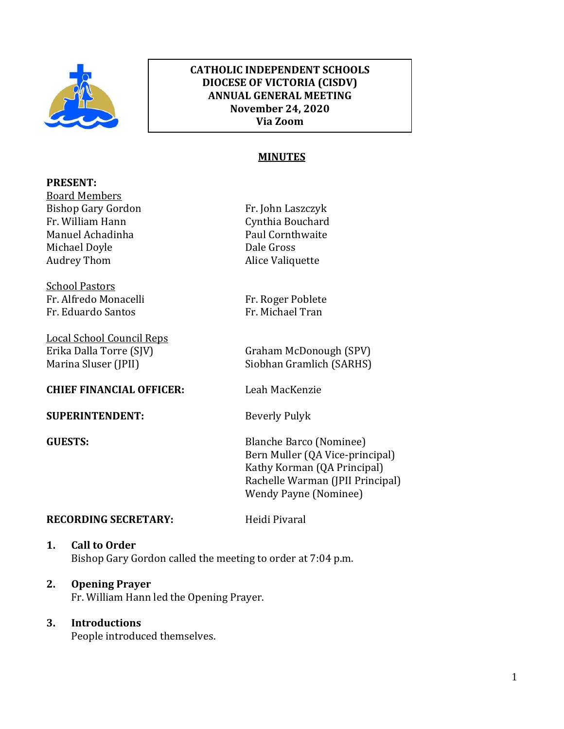**CATHOLIC INDEPENDENT SCHOOLS**
**DIOCESE OF VICTORIA (CISDV)**
**ANNUAL GENERAL MEETING**
**November 24, 2020**
**Via Zoom**

## MINUTES

**PRESENT:**

Board Members

Bishop Gary Gordon
Fr. William Hann
Manuel Achadinha
Michael Doyle
Audrey Thom
Fr. John Laszczyk
Cynthia Bouchard
Paul Cornthwaite
Dale Gross
Alice Valiquette

School Pastors

Fr. Alfredo Monacelli
Fr. Eduardo Santos
Fr. Roger Poblete
Fr. Michael Tran

Local School Council Reps

Erika Dalla Torre (SJV)
Marina Sluser (JPII)
Graham McDonough (SPV)
Siobhan Gramlich (SARHS)

**CHIEF FINANCIAL OFFICER:** Leah MacKenzie

**SUPERINTENDENT:** Beverly Pulyk

**GUESTS:**
Blanche Barco (Nominee)
Bern Muller (QA Vice-principal)
Kathy Korman (QA Principal)
Rachelle Warman (JPII Principal)
Wendy Payne (Nominee)

**RECORDING SECRETARY:** Heidi Pivaral

1. **Call to Order**
   Bishop Gary Gordon called the meeting to order at 7:04 p.m.

2. **Opening Prayer**
   Fr. William Hann led the Opening Prayer.

3. **Introductions**
   People introduced themselves.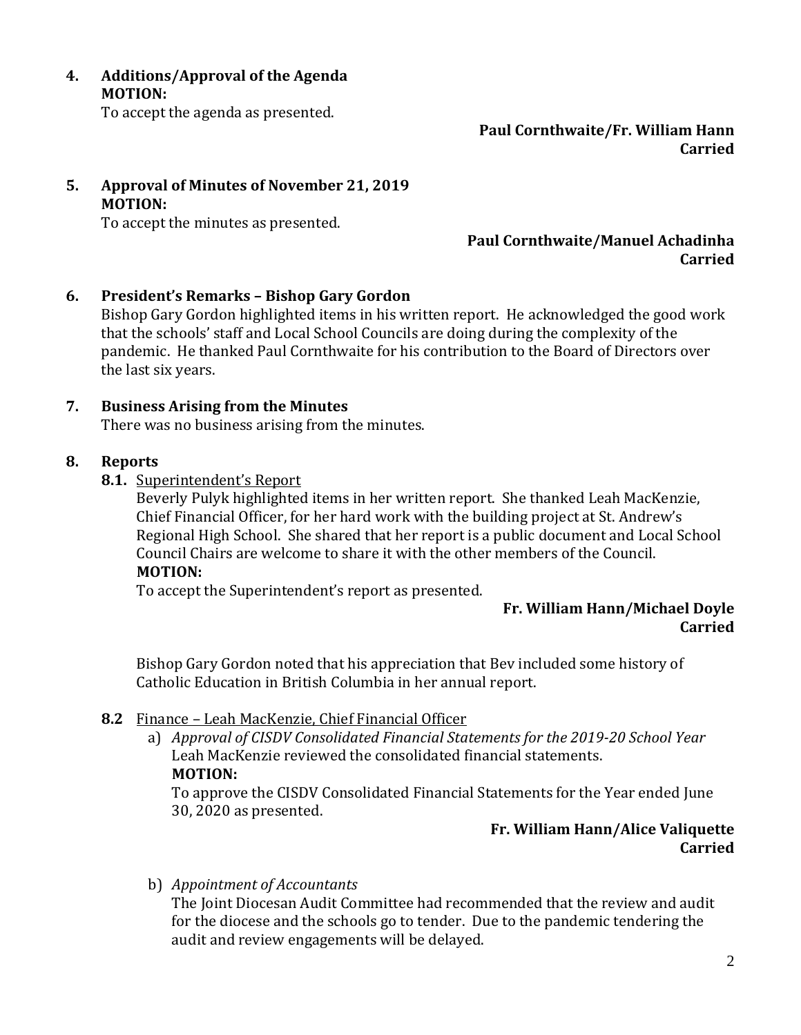**4. Additions/Approval of the Agenda**

**MOTION:**

To accept the agenda as presented.

**Paul Cornthwaite/Fr. William Hann**
**Carried**

**5. Approval of Minutes of November 21, 2019**

**MOTION:**

To accept the minutes as presented.

**Paul Cornthwaite/Manuel Achadinha**
**Carried**

**6. President's Remarks – Bishop Gary Gordon**

Bishop Gary Gordon highlighted items in his written report. He acknowledged the good work that the schools' staff and Local School Councils are doing during the complexity of the pandemic. He thanked Paul Cornthwaite for his contribution to the Board of Directors over the last six years.

**7. Business Arising from the Minutes**

There was no business arising from the minutes.

**8. Reports**

**8.1.** Superintendent's Report

Beverly Pulyk highlighted items in her written report. She thanked Leah MacKenzie, Chief Financial Officer, for her hard work with the building project at St. Andrew's Regional High School. She shared that her report is a public document and Local School Council Chairs are welcome to share it with the other members of the Council.

**MOTION:**

To accept the Superintendent's report as presented.

**Fr. William Hann/Michael Doyle**
**Carried**

Bishop Gary Gordon noted that his appreciation that Bev included some history of Catholic Education in British Columbia in her annual report.

**8.2** Finance – Leah MacKenzie, Chief Financial Officer

a) *Approval of CISDV Consolidated Financial Statements for the 2019-20 School Year*
Leah MacKenzie reviewed the consolidated financial statements.
**MOTION:**
To approve the CISDV Consolidated Financial Statements for the Year ended June 30, 2020 as presented.

**Fr. William Hann/Alice Valiquette**
**Carried**

b) *Appointment of Accountants*
The Joint Diocesan Audit Committee had recommended that the review and audit for the diocese and the schools go to tender. Due to the pandemic tendering the audit and review engagements will be delayed.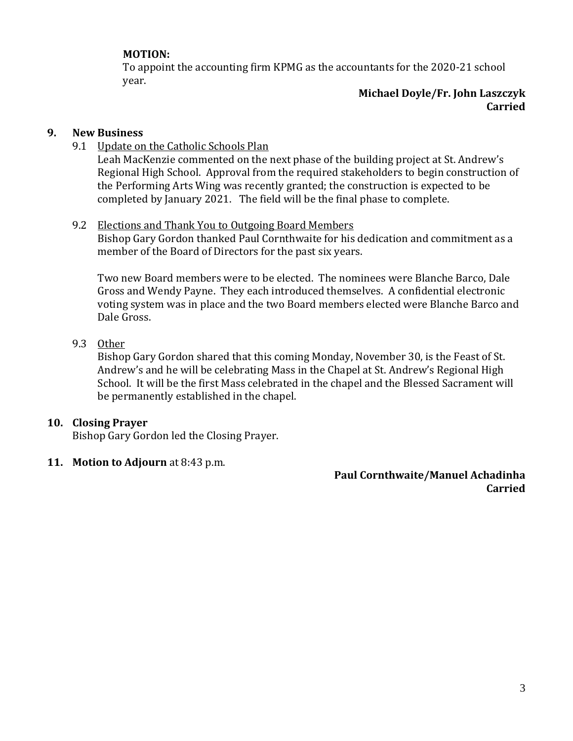**MOTION:**
To appoint the accounting firm KPMG as the accountants for the 2020-21 school year.

**Michael Doyle/Fr. John Laszczyk**
**Carried**

## 9. New Business

9.1 Update on the Catholic Schools Plan

Leah MacKenzie commented on the next phase of the building project at St. Andrew's Regional High School. Approval from the required stakeholders to begin construction of the Performing Arts Wing was recently granted; the construction is expected to be completed by January 2021. The field will be the final phase to complete.

9.2 Elections and Thank You to Outgoing Board Members

Bishop Gary Gordon thanked Paul Cornthwaite for his dedication and commitment as a member of the Board of Directors for the past six years.

Two new Board members were to be elected. The nominees were Blanche Barco, Dale Gross and Wendy Payne. They each introduced themselves. A confidential electronic voting system was in place and the two Board members elected were Blanche Barco and Dale Gross.

9.3 Other

Bishop Gary Gordon shared that this coming Monday, November 30, is the Feast of St. Andrew's and he will be celebrating Mass in the Chapel at St. Andrew's Regional High School. It will be the first Mass celebrated in the chapel and the Blessed Sacrament will be permanently established in the chapel.

## 10. Closing Prayer

Bishop Gary Gordon led the Closing Prayer.

## 11. Motion to Adjourn at 8:43 p.m.

**Paul Cornthwaite/Manuel Achadinha**
**Carried**